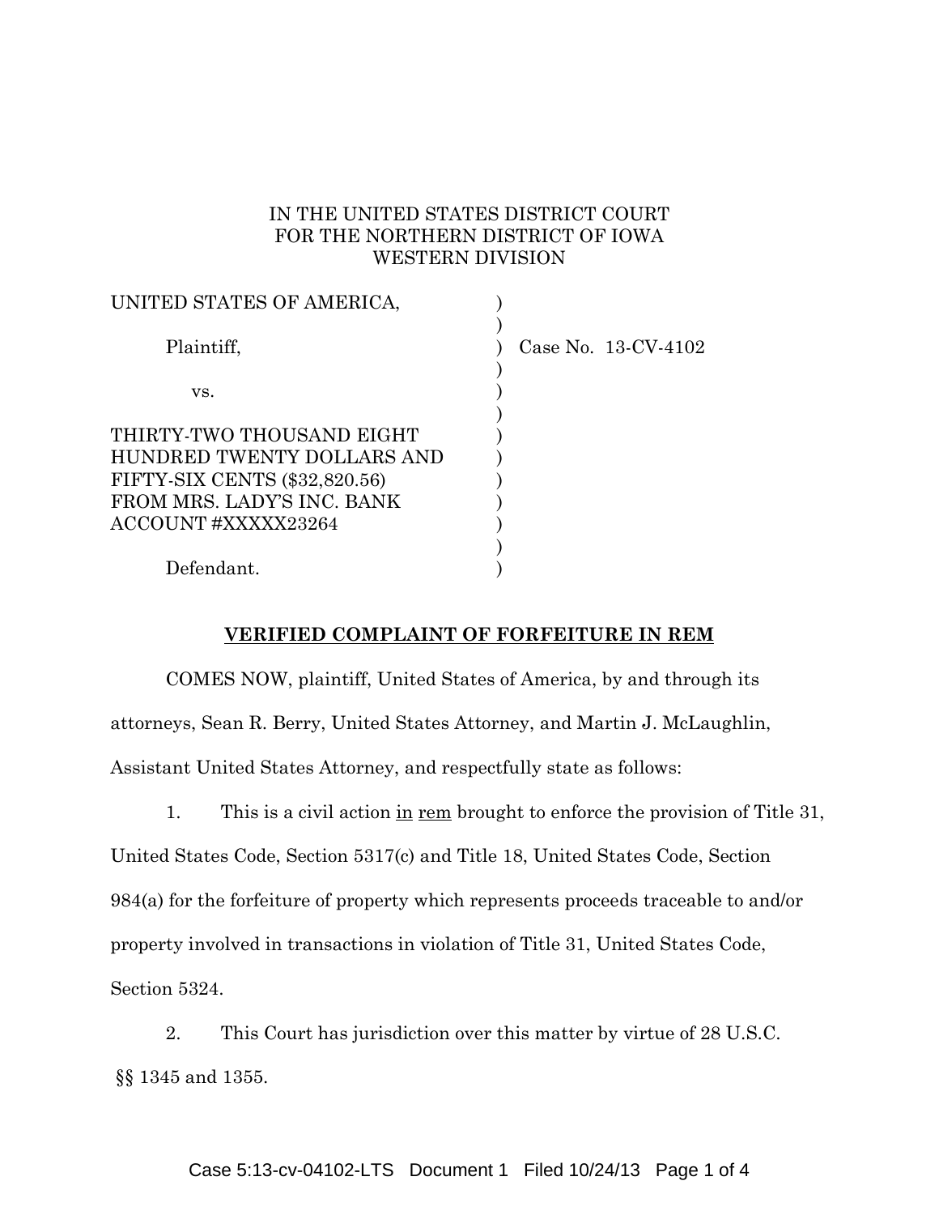IN THE UNITED STATES DISTRICT COURT
FOR THE NORTHERN DISTRICT OF IOWA
WESTERN DIVISION

| | | |
|---|---|---|
| UNITED STATES OF AMERICA, | ) | |
| Plaintiff, | ) | Case No. 13-CV-4102 |
| vs. | ) | |
| THIRTY-TWO THOUSAND EIGHT HUNDRED TWENTY DOLLARS AND FIFTY-SIX CENTS ($32,820.56) FROM MRS. LADY'S INC. BANK ACCOUNT #XXXXX23264 | ) | |
| Defendant. | ) | |

## VERIFIED COMPLAINT OF FORFEITURE IN REM

COMES NOW, plaintiff, United States of America, by and through its attorneys, Sean R. Berry, United States Attorney, and Martin J. McLaughlin, Assistant United States Attorney, and respectfully state as follows:

1. This is a civil action in rem brought to enforce the provision of Title 31, United States Code, Section 5317(c) and Title 18, United States Code, Section 984(a) for the forfeiture of property which represents proceeds traceable to and/or property involved in transactions in violation of Title 31, United States Code, Section 5324.

2. This Court has jurisdiction over this matter by virtue of 28 U.S.C. §§ 1345 and 1355.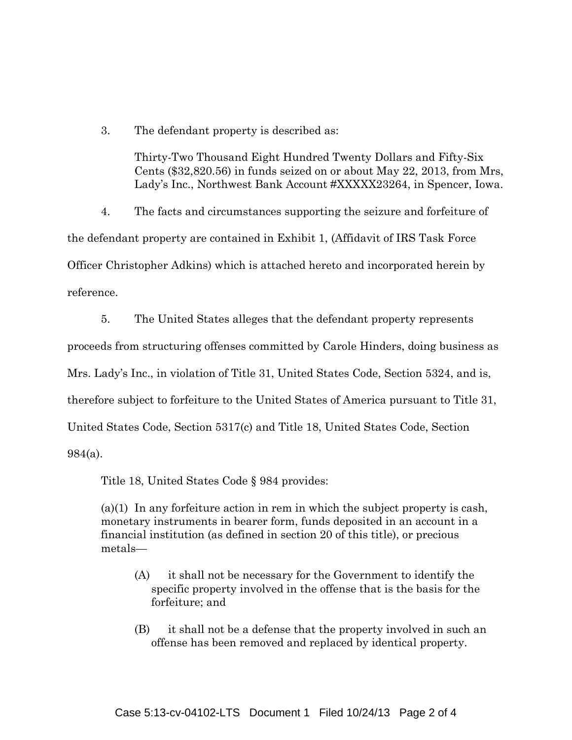3. The defendant property is described as:

> Thirty-Two Thousand Eight Hundred Twenty Dollars and Fifty-Six Cents ($32,820.56) in funds seized on or about May 22, 2013, from Mrs, Lady's Inc., Northwest Bank Account #XXXXX23264, in Spencer, Iowa.

4. The facts and circumstances supporting the seizure and forfeiture of the defendant property are contained in Exhibit 1, (Affidavit of IRS Task Force Officer Christopher Adkins) which is attached hereto and incorporated herein by reference.

5. The United States alleges that the defendant property represents proceeds from structuring offenses committed by Carole Hinders, doing business as Mrs. Lady's Inc., in violation of Title 31, United States Code, Section 5324, and is, therefore subject to forfeiture to the United States of America pursuant to Title 31, United States Code, Section 5317(c) and Title 18, United States Code, Section 984(a).

Title 18, United States Code § 984 provides:

> (a)(1) In any forfeiture action in rem in which the subject property is cash, monetary instruments in bearer form, funds deposited in an account in a financial institution (as defined in section 20 of this title), or precious metals—
>
> (A) it shall not be necessary for the Government to identify the specific property involved in the offense that is the basis for the forfeiture; and
>
> (B) it shall not be a defense that the property involved in such an offense has been removed and replaced by identical property.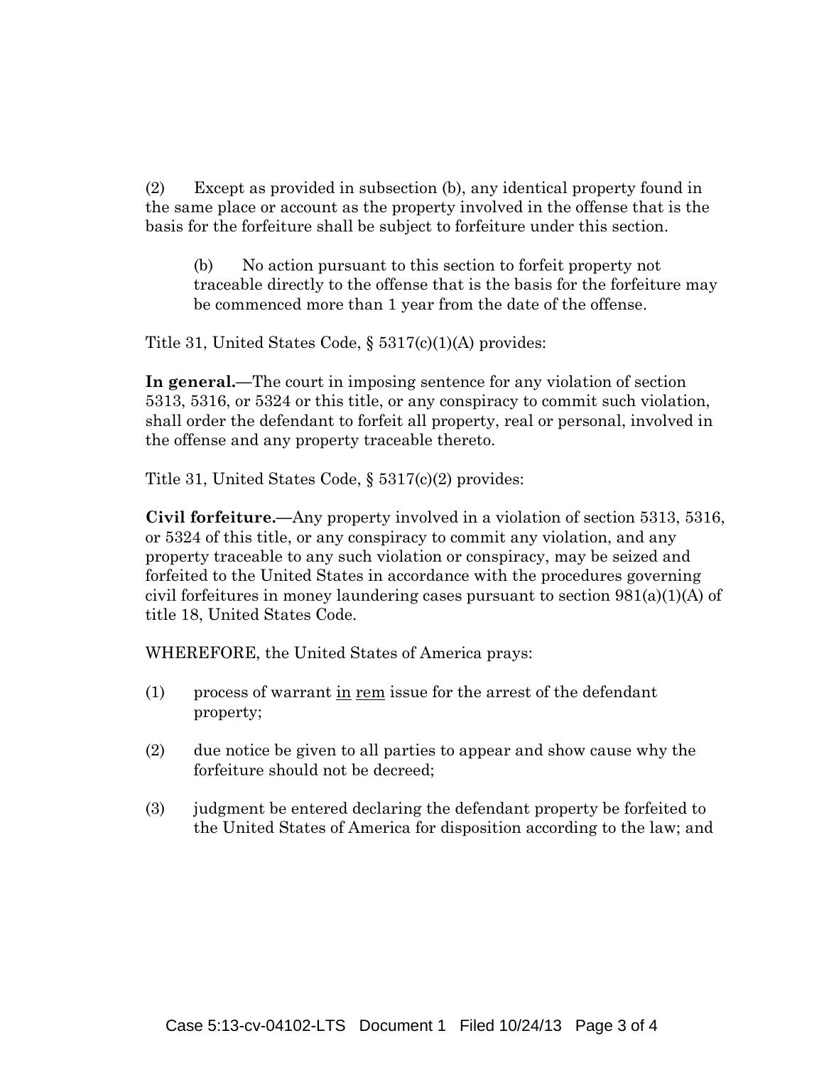(2) Except as provided in subsection (b), any identical property found in the same place or account as the property involved in the offense that is the basis for the forfeiture shall be subject to forfeiture under this section.

> (b) No action pursuant to this section to forfeit property not traceable directly to the offense that is the basis for the forfeiture may be commenced more than 1 year from the date of the offense.

Title 31, United States Code, § 5317(c)(1)(A) provides:

**In general.**—The court in imposing sentence for any violation of section 5313, 5316, or 5324 or this title, or any conspiracy to commit such violation, shall order the defendant to forfeit all property, real or personal, involved in the offense and any property traceable thereto.

Title 31, United States Code, § 5317(c)(2) provides:

**Civil forfeiture.**—Any property involved in a violation of section 5313, 5316, or 5324 of this title, or any conspiracy to commit any violation, and any property traceable to any such violation or conspiracy, may be seized and forfeited to the United States in accordance with the procedures governing civil forfeitures in money laundering cases pursuant to section 981(a)(1)(A) of title 18, United States Code.

WHEREFORE, the United States of America prays:

(1) process of warrant in rem issue for the arrest of the defendant property;

(2) due notice be given to all parties to appear and show cause why the forfeiture should not be decreed;

(3) judgment be entered declaring the defendant property be forfeited to the United States of America for disposition according to the law; and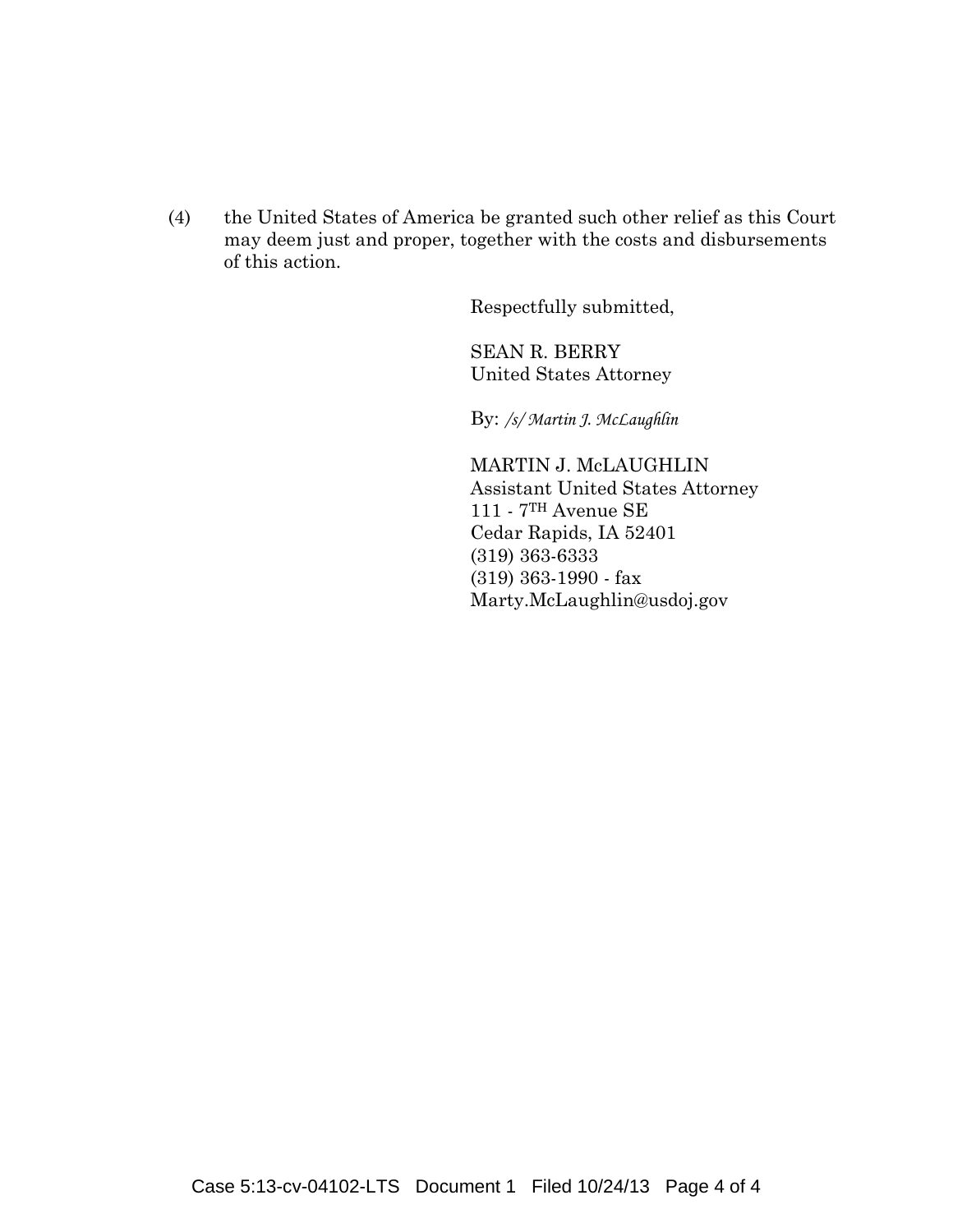(4) the United States of America be granted such other relief as this Court may deem just and proper, together with the costs and disbursements of this action.

Respectfully submitted,

SEAN R. BERRY
United States Attorney

By: */s/ Martin J. McLaughlin*

MARTIN J. McLAUGHLIN
Assistant United States Attorney
111 - 7TH Avenue SE
Cedar Rapids, IA 52401
(319) 363-6333
(319) 363-1990 - fax
Marty.McLaughlin@usdoj.gov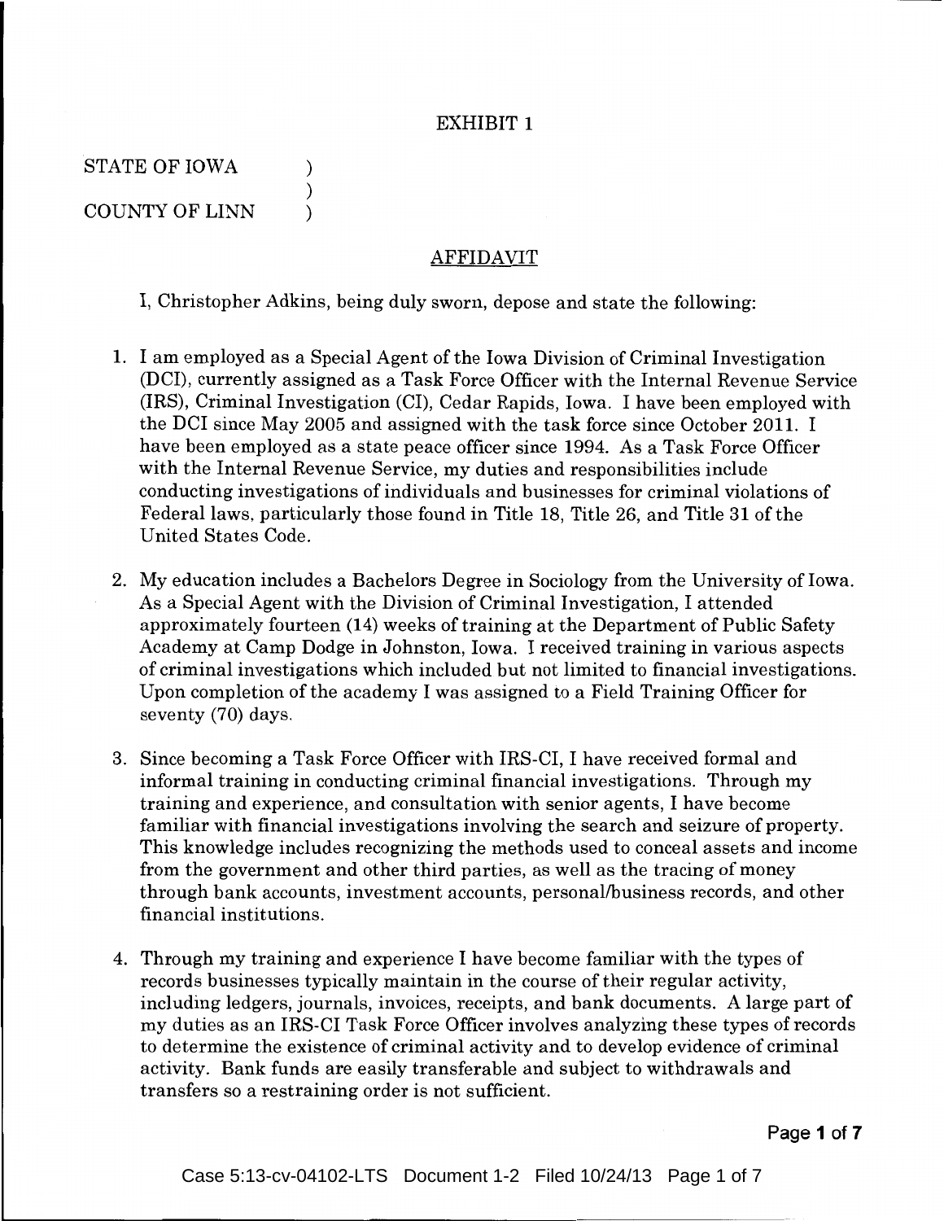EXHIBIT 1

STATE OF IOWA )
)
COUNTY OF LINN )

## AFFIDAVIT

I, Christopher Adkins, being duly sworn, depose and state the following:

1. I am employed as a Special Agent of the Iowa Division of Criminal Investigation (DCI), currently assigned as a Task Force Officer with the Internal Revenue Service (IRS), Criminal Investigation (CI), Cedar Rapids, Iowa. I have been employed with the DCI since May 2005 and assigned with the task force since October 2011. I have been employed as a state peace officer since 1994. As a Task Force Officer with the Internal Revenue Service, my duties and responsibilities include conducting investigations of individuals and businesses for criminal violations of Federal laws, particularly those found in Title 18, Title 26, and Title 31 of the United States Code.

2. My education includes a Bachelors Degree in Sociology from the University of Iowa. As a Special Agent with the Division of Criminal Investigation, I attended approximately fourteen (14) weeks of training at the Department of Public Safety Academy at Camp Dodge in Johnston, Iowa. I received training in various aspects of criminal investigations which included but not limited to financial investigations. Upon completion of the academy I was assigned to a Field Training Officer for seventy (70) days.

3. Since becoming a Task Force Officer with IRS-CI, I have received formal and informal training in conducting criminal financial investigations. Through my training and experience, and consultation with senior agents, I have become familiar with financial investigations involving the search and seizure of property. This knowledge includes recognizing the methods used to conceal assets and income from the government and other third parties, as well as the tracing of money through bank accounts, investment accounts, personal/business records, and other financial institutions.

4. Through my training and experience I have become familiar with the types of records businesses typically maintain in the course of their regular activity, including ledgers, journals, invoices, receipts, and bank documents. A large part of my duties as an IRS-CI Task Force Officer involves analyzing these types of records to determine the existence of criminal activity and to develop evidence of criminal activity. Bank funds are easily transferable and subject to withdrawals and transfers so a restraining order is not sufficient.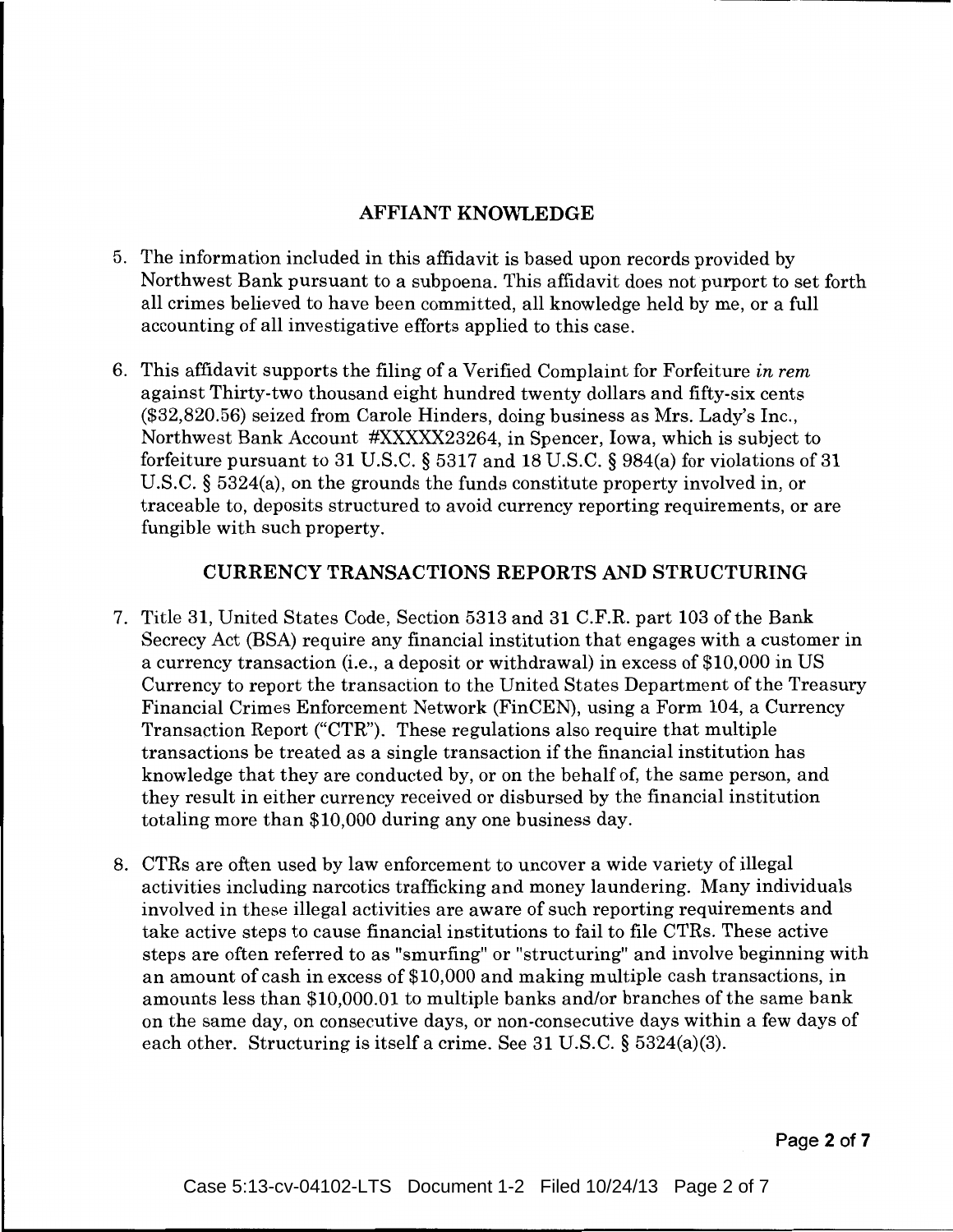## AFFIANT KNOWLEDGE

5. The information included in this affidavit is based upon records provided by Northwest Bank pursuant to a subpoena. This affidavit does not purport to set forth all crimes believed to have been committed, all knowledge held by me, or a full accounting of all investigative efforts applied to this case.

6. This affidavit supports the filing of a Verified Complaint for Forfeiture *in rem* against Thirty-two thousand eight hundred twenty dollars and fifty-six cents ($32,820.56) seized from Carole Hinders, doing business as Mrs. Lady's Inc., Northwest Bank Account #XXXXX23264, in Spencer, Iowa, which is subject to forfeiture pursuant to 31 U.S.C. § 5317 and 18 U.S.C. § 984(a) for violations of 31 U.S.C. § 5324(a), on the grounds the funds constitute property involved in, or traceable to, deposits structured to avoid currency reporting requirements, or are fungible with such property.

## CURRENCY TRANSACTIONS REPORTS AND STRUCTURING

7. Title 31, United States Code, Section 5313 and 31 C.F.R. part 103 of the Bank Secrecy Act (BSA) require any financial institution that engages with a customer in a currency transaction (i.e., a deposit or withdrawal) in excess of $10,000 in US Currency to report the transaction to the United States Department of the Treasury Financial Crimes Enforcement Network (FinCEN), using a Form 104, a Currency Transaction Report ("CTR"). These regulations also require that multiple transactions be treated as a single transaction if the financial institution has knowledge that they are conducted by, or on the behalf of, the same person, and they result in either currency received or disbursed by the financial institution totaling more than $10,000 during any one business day.

8. CTRs are often used by law enforcement to uncover a wide variety of illegal activities including narcotics trafficking and money laundering. Many individuals involved in these illegal activities are aware of such reporting requirements and take active steps to cause financial institutions to fail to file CTRs. These active steps are often referred to as "smurfing" or "structuring" and involve beginning with an amount of cash in excess of $10,000 and making multiple cash transactions, in amounts less than $10,000.01 to multiple banks and/or branches of the same bank on the same day, on consecutive days, or non-consecutive days within a few days of each other. Structuring is itself a crime. See 31 U.S.C. § 5324(a)(3).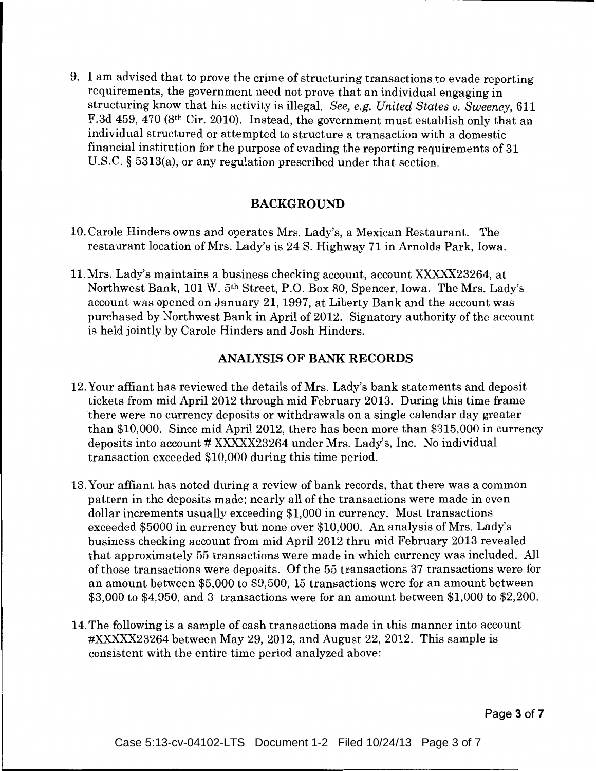9. I am advised that to prove the crime of structuring transactions to evade reporting requirements, the government need not prove that an individual engaging in structuring know that his activity is illegal. *See, e.g. United States v. Sweeney,* 611 F.3d 459, 470 (8th Cir. 2010). Instead, the government must establish only that an individual structured or attempted to structure a transaction with a domestic financial institution for the purpose of evading the reporting requirements of 31 U.S.C. § 5313(a), or any regulation prescribed under that section.

## BACKGROUND

10. Carole Hinders owns and operates Mrs. Lady's, a Mexican Restaurant. The restaurant location of Mrs. Lady's is 24 S. Highway 71 in Arnolds Park, Iowa.

11. Mrs. Lady's maintains a business checking account, account XXXXX23264, at Northwest Bank, 101 W. 5th Street, P.O. Box 80, Spencer, Iowa. The Mrs. Lady's account was opened on January 21, 1997, at Liberty Bank and the account was purchased by Northwest Bank in April of 2012. Signatory authority of the account is held jointly by Carole Hinders and Josh Hinders.

## ANALYSIS OF BANK RECORDS

12. Your affiant has reviewed the details of Mrs. Lady's bank statements and deposit tickets from mid April 2012 through mid February 2013. During this time frame there were no currency deposits or withdrawals on a single calendar day greater than $10,000. Since mid April 2012, there has been more than $315,000 in currency deposits into account # XXXXX23264 under Mrs. Lady's, Inc. No individual transaction exceeded $10,000 during this time period.

13. Your affiant has noted during a review of bank records, that there was a common pattern in the deposits made; nearly all of the transactions were made in even dollar increments usually exceeding $1,000 in currency. Most transactions exceeded $5000 in currency but none over $10,000. An analysis of Mrs. Lady's business checking account from mid April 2012 thru mid February 2013 revealed that approximately 55 transactions were made in which currency was included. All of those transactions were deposits. Of the 55 transactions 37 transactions were for an amount between $5,000 to $9,500, 15 transactions were for an amount between $3,000 to $4,950, and 3 transactions were for an amount between $1,000 to $2,200.

14. The following is a sample of cash transactions made in this manner into account #XXXXX23264 between May 29, 2012, and August 22, 2012. This sample is consistent with the entire time period analyzed above: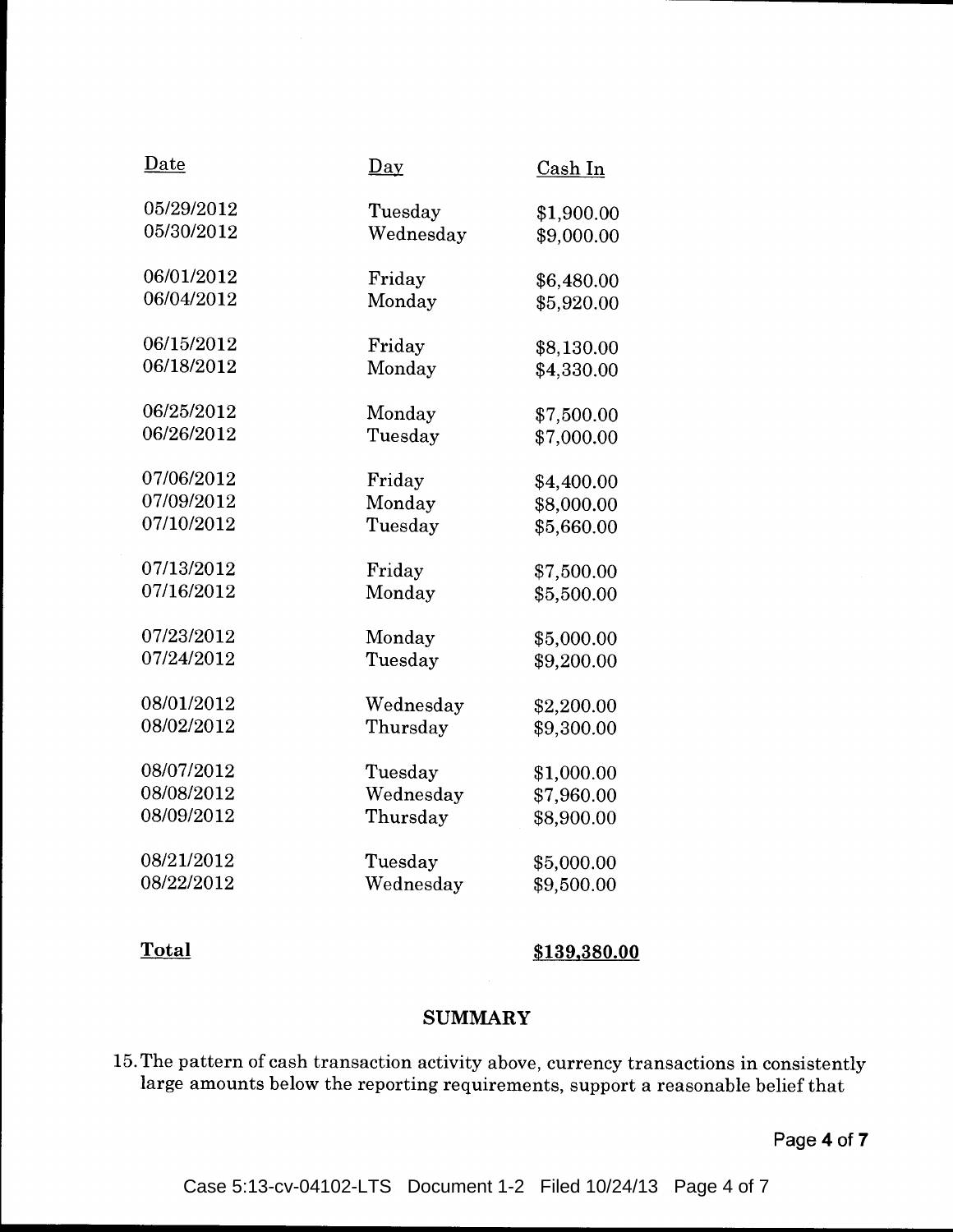| Date | Day | Cash In |
|---|---|---|
| 05/29/2012 | Tuesday | $1,900.00 |
| 05/30/2012 | Wednesday | $9,000.00 |
| 06/01/2012 | Friday | $6,480.00 |
| 06/04/2012 | Monday | $5,920.00 |
| 06/15/2012 | Friday | $8,130.00 |
| 06/18/2012 | Monday | $4,330.00 |
| 06/25/2012 | Monday | $7,500.00 |
| 06/26/2012 | Tuesday | $7,000.00 |
| 07/06/2012 | Friday | $4,400.00 |
| 07/09/2012 | Monday | $8,000.00 |
| 07/10/2012 | Tuesday | $5,660.00 |
| 07/13/2012 | Friday | $7,500.00 |
| 07/16/2012 | Monday | $5,500.00 |
| 07/23/2012 | Monday | $5,000.00 |
| 07/24/2012 | Tuesday | $9,200.00 |
| 08/01/2012 | Wednesday | $2,200.00 |
| 08/02/2012 | Thursday | $9,300.00 |
| 08/07/2012 | Tuesday | $1,000.00 |
| 08/08/2012 | Wednesday | $7,960.00 |
| 08/09/2012 | Thursday | $8,900.00 |
| 08/21/2012 | Tuesday | $5,000.00 |
| 08/22/2012 | Wednesday | $9,500.00 |
| **Total** | | **$139,380.00** |

## SUMMARY

15. The pattern of cash transaction activity above, currency transactions in consistently large amounts below the reporting requirements, support a reasonable belief that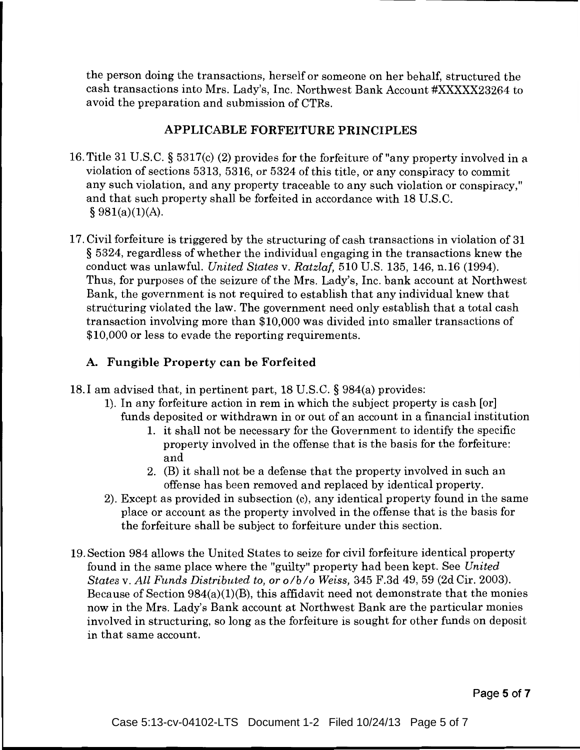the person doing the transactions, herself or someone on her behalf, structured the cash transactions into Mrs. Lady's, Inc. Northwest Bank Account #XXXXX23264 to avoid the preparation and submission of CTRs.

## APPLICABLE FORFEITURE PRINCIPLES

16. Title 31 U.S.C. § 5317(c) (2) provides for the forfeiture of "any property involved in a violation of sections 5313, 5316, or 5324 of this title, or any conspiracy to commit any such violation, and any property traceable to any such violation or conspiracy," and that such property shall be forfeited in accordance with 18 U.S.C. § 981(a)(1)(A).

17. Civil forfeiture is triggered by the structuring of cash transactions in violation of 31 § 5324, regardless of whether the individual engaging in the transactions knew the conduct was unlawful. *United States* v. *Ratzlaf,* 510 U.S. 135, 146, n.16 (1994). Thus, for purposes of the seizure of the Mrs. Lady's, Inc. bank account at Northwest Bank, the government is not required to establish that any individual knew that structuring violated the law. The government need only establish that a total cash transaction involving more than $10,000 was divided into smaller transactions of $10,000 or less to evade the reporting requirements.

### A. Fungible Property can be Forfeited

18. I am advised that, in pertinent part, 18 U.S.C. § 984(a) provides:
    1). In any forfeiture action in rem in which the subject property is cash [or] funds deposited or withdrawn in or out of an account in a financial institution
        1. it shall not be necessary for the Government to identify the specific property involved in the offense that is the basis for the forfeiture: and
        2. (B) it shall not be a defense that the property involved in such an offense has been removed and replaced by identical property.
    2). Except as provided in subsection (c), any identical property found in the same place or account as the property involved in the offense that is the basis for the forfeiture shall be subject to forfeiture under this section.

19. Section 984 allows the United States to seize for civil forfeiture identical property found in the same place where the "guilty" property had been kept. See *United States* v. *All Funds Distributed to, or o/b/o Weiss,* 345 F.3d 49, 59 (2d Cir. 2003). Because of Section 984(a)(1)(B), this affidavit need not demonstrate that the monies now in the Mrs. Lady's Bank account at Northwest Bank are the particular monies involved in structuring, so long as the forfeiture is sought for other funds on deposit in that same account.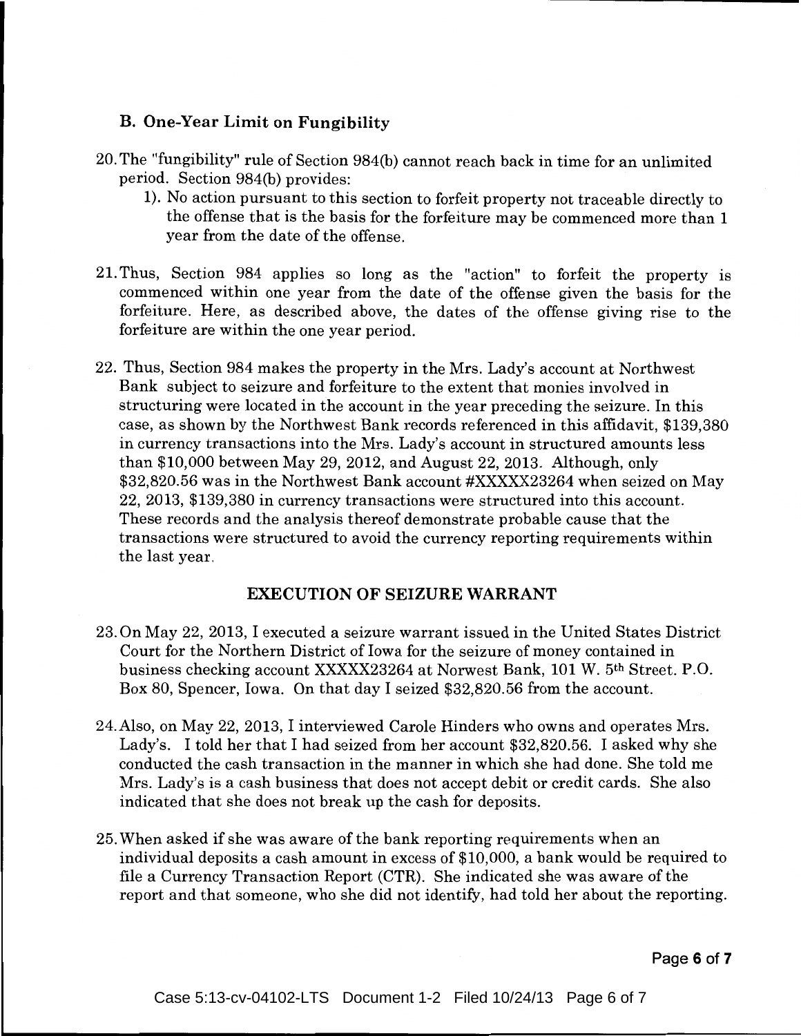### B. One-Year Limit on Fungibility

20. The "fungibility" rule of Section 984(b) cannot reach back in time for an unlimited period. Section 984(b) provides:
    1). No action pursuant to this section to forfeit property not traceable directly to the offense that is the basis for the forfeiture may be commenced more than 1 year from the date of the offense.

21. Thus, Section 984 applies so long as the "action" to forfeit the property is commenced within one year from the date of the offense given the basis for the forfeiture. Here, as described above, the dates of the offense giving rise to the forfeiture are within the one year period.

22. Thus, Section 984 makes the property in the Mrs. Lady's account at Northwest Bank subject to seizure and forfeiture to the extent that monies involved in structuring were located in the account in the year preceding the seizure. In this case, as shown by the Northwest Bank records referenced in this affidavit, $139,380 in currency transactions into the Mrs. Lady's account in structured amounts less than $10,000 between May 29, 2012, and August 22, 2013. Although, only $32,820.56 was in the Northwest Bank account #XXXXX23264 when seized on May 22, 2013, $139,380 in currency transactions were structured into this account. These records and the analysis thereof demonstrate probable cause that the transactions were structured to avoid the currency reporting requirements within the last year.

## EXECUTION OF SEIZURE WARRANT

23. On May 22, 2013, I executed a seizure warrant issued in the United States District Court for the Northern District of Iowa for the seizure of money contained in business checking account XXXXX23264 at Norwest Bank, 101 W. 5th Street. P.O. Box 80, Spencer, Iowa. On that day I seized $32,820.56 from the account.

24. Also, on May 22, 2013, I interviewed Carole Hinders who owns and operates Mrs. Lady's. I told her that I had seized from her account $32,820.56. I asked why she conducted the cash transaction in the manner in which she had done. She told me Mrs. Lady's is a cash business that does not accept debit or credit cards. She also indicated that she does not break up the cash for deposits.

25. When asked if she was aware of the bank reporting requirements when an individual deposits a cash amount in excess of $10,000, a bank would be required to file a Currency Transaction Report (CTR). She indicated she was aware of the report and that someone, who she did not identify, had told her about the reporting.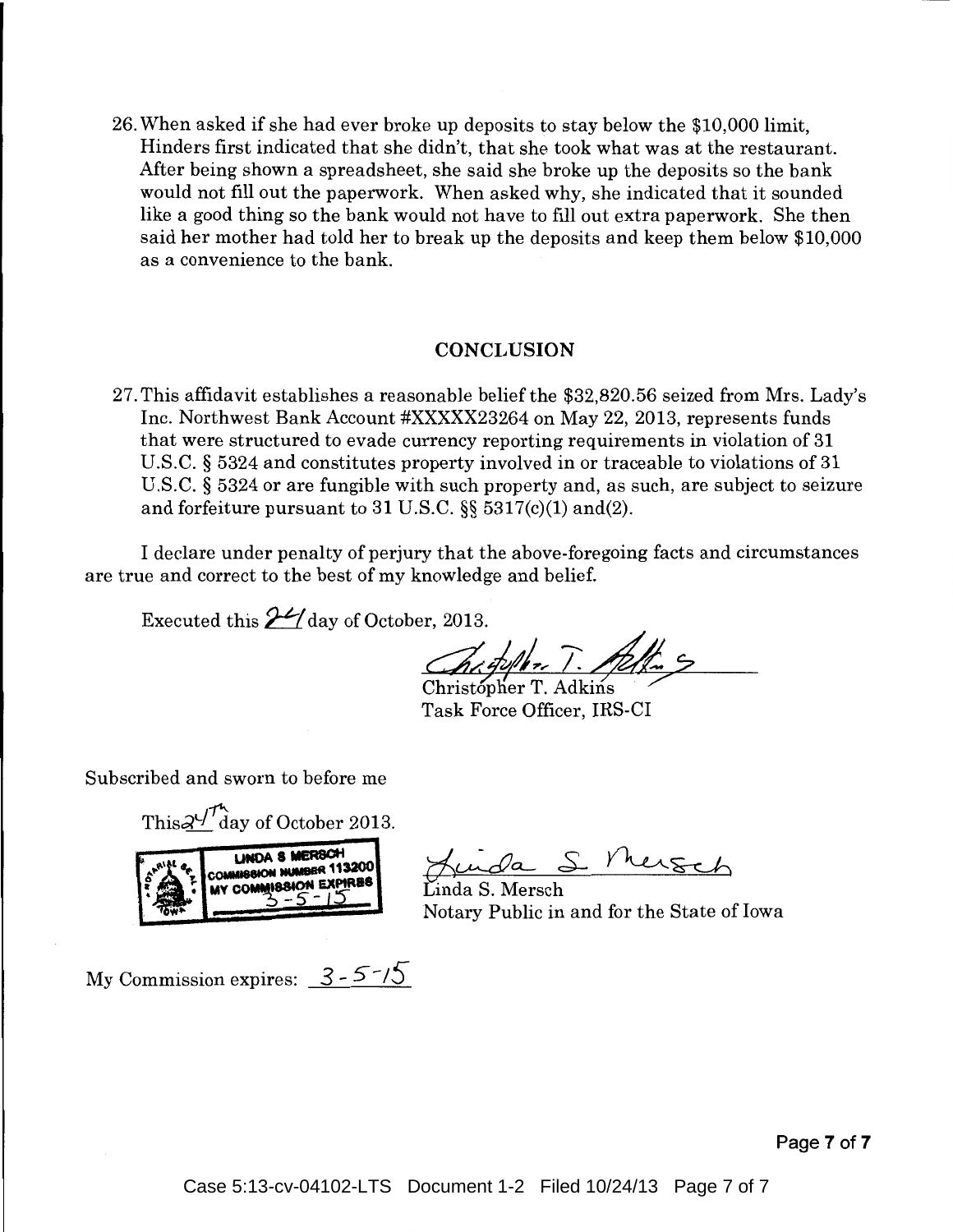26. When asked if she had ever broke up deposits to stay below the $10,000 limit, Hinders first indicated that she didn't, that she took what was at the restaurant. After being shown a spreadsheet, she said she broke up the deposits so the bank would not fill out the paperwork. When asked why, she indicated that it sounded like a good thing so the bank would not have to fill out extra paperwork. She then said her mother had told her to break up the deposits and keep them below $10,000 as a convenience to the bank.

## CONCLUSION

27. This affidavit establishes a reasonable belief the $32,820.56 seized from Mrs. Lady's Inc. Northwest Bank Account #XXXXX23264 on May 22, 2013, represents funds that were structured to evade currency reporting requirements in violation of 31 U.S.C. § 5324 and constitutes property involved in or traceable to violations of 31 U.S.C. § 5324 or are fungible with such property and, as such, are subject to seizure and forfeiture pursuant to 31 U.S.C. §§ 5317(c)(1) and(2).

I declare under penalty of perjury that the above-foregoing facts and circumstances are true and correct to the best of my knowledge and belief.

Executed this 24 day of October, 2013.

Christopher T. Adkins
Task Force Officer, IRS-CI

Subscribed and sworn to before me

This 24th day of October 2013.

LINDA S MERSCH
COMMISSION NUMBER 113200
MY COMMISSION EXPIRES
3-5-15

Linda S. Mersch
Notary Public in and for the State of Iowa

My Commission expires: 3-5-15

Case 5:13-cv-04102-LTS Document 1-2 Filed 10/24/13 Page 7 of 7